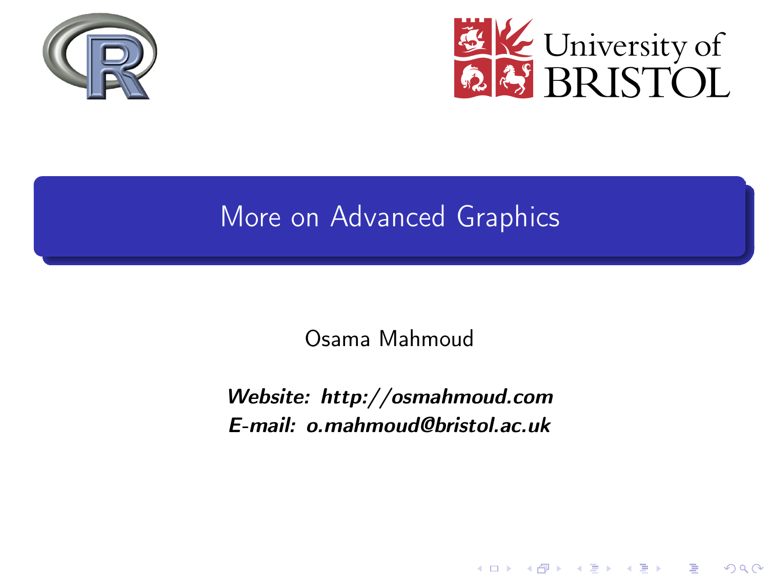# More on Advanced Graphics

Osama Mahmoud

***Website: http://osmahmoud.com***
***E-mail: o.mahmoud@bristol.ac.uk***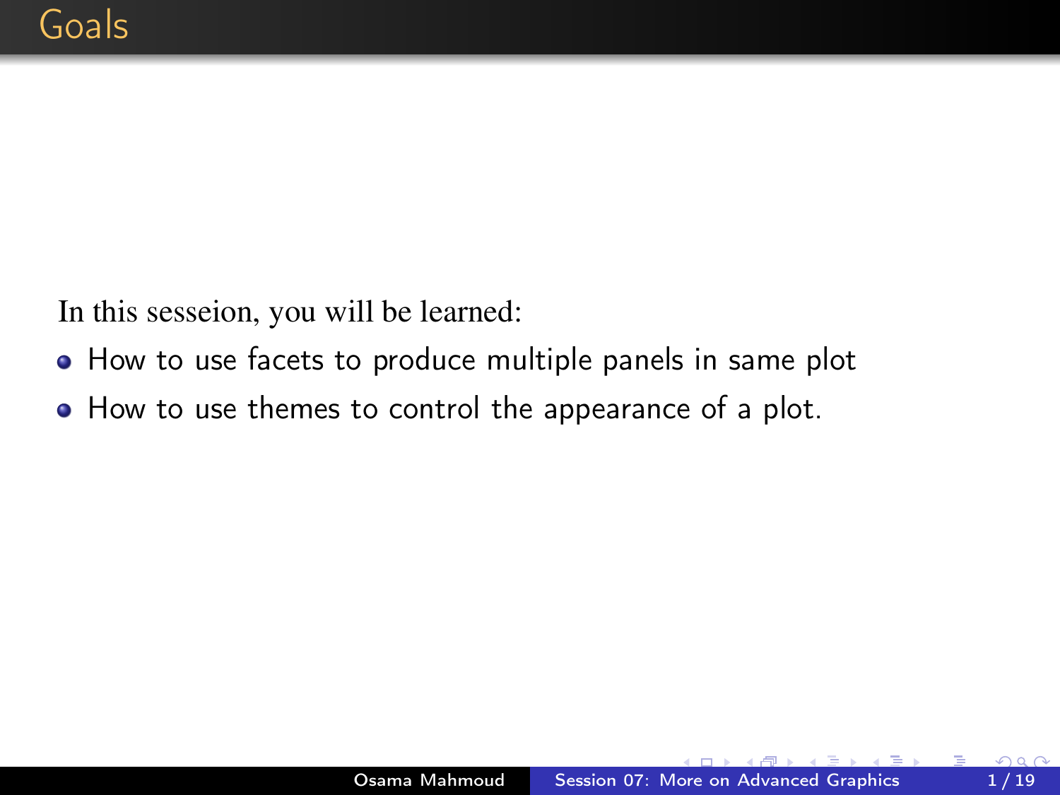# Goals

In this sesseion, you will be learned:

- How to use facets to produce multiple panels in same plot
- How to use themes to control the appearance of a plot.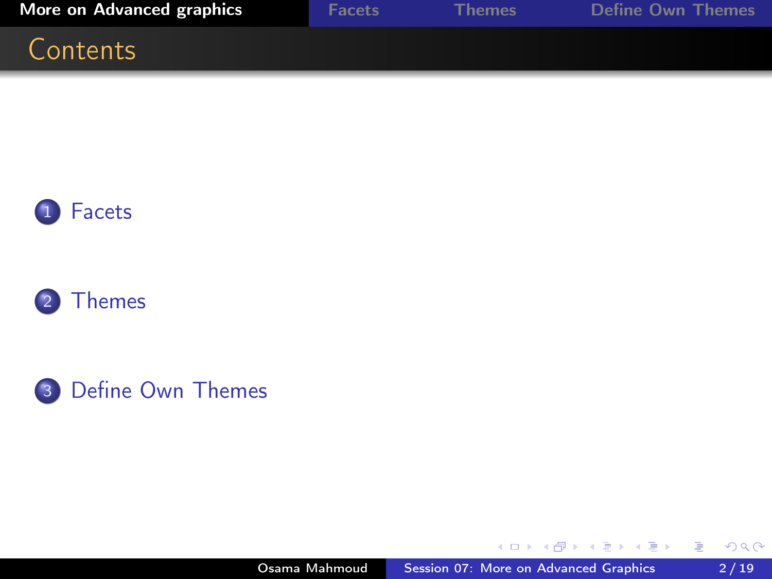## Contents

1. Facets
2. Themes
3. Define Own Themes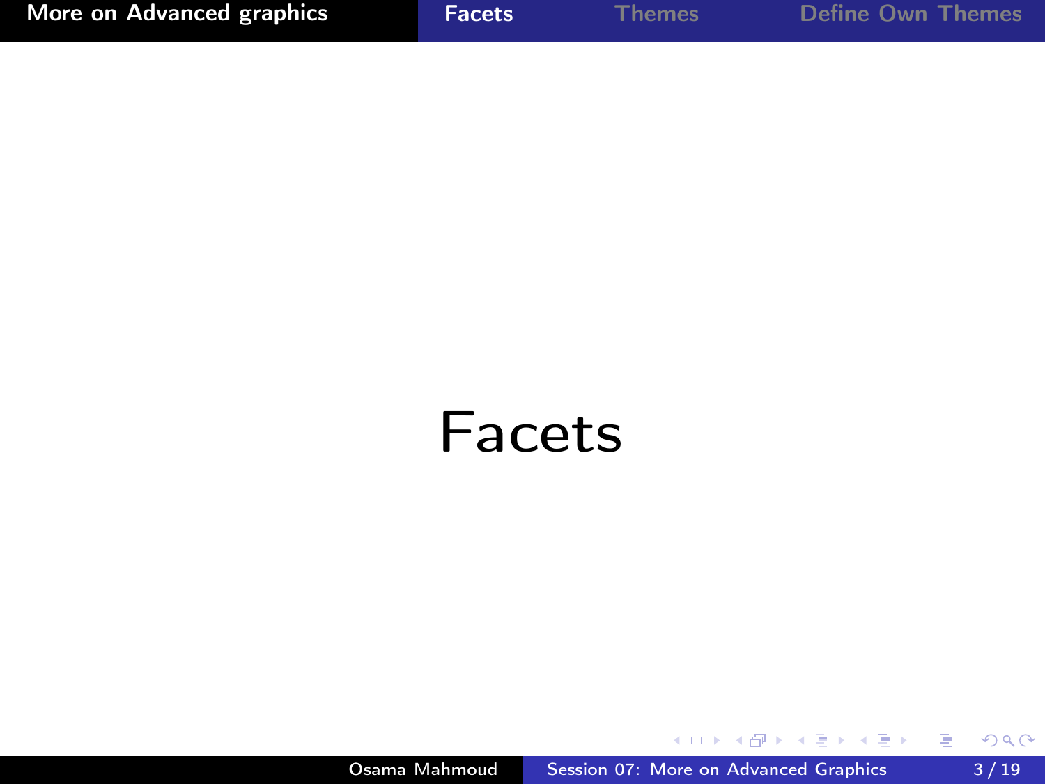# Facets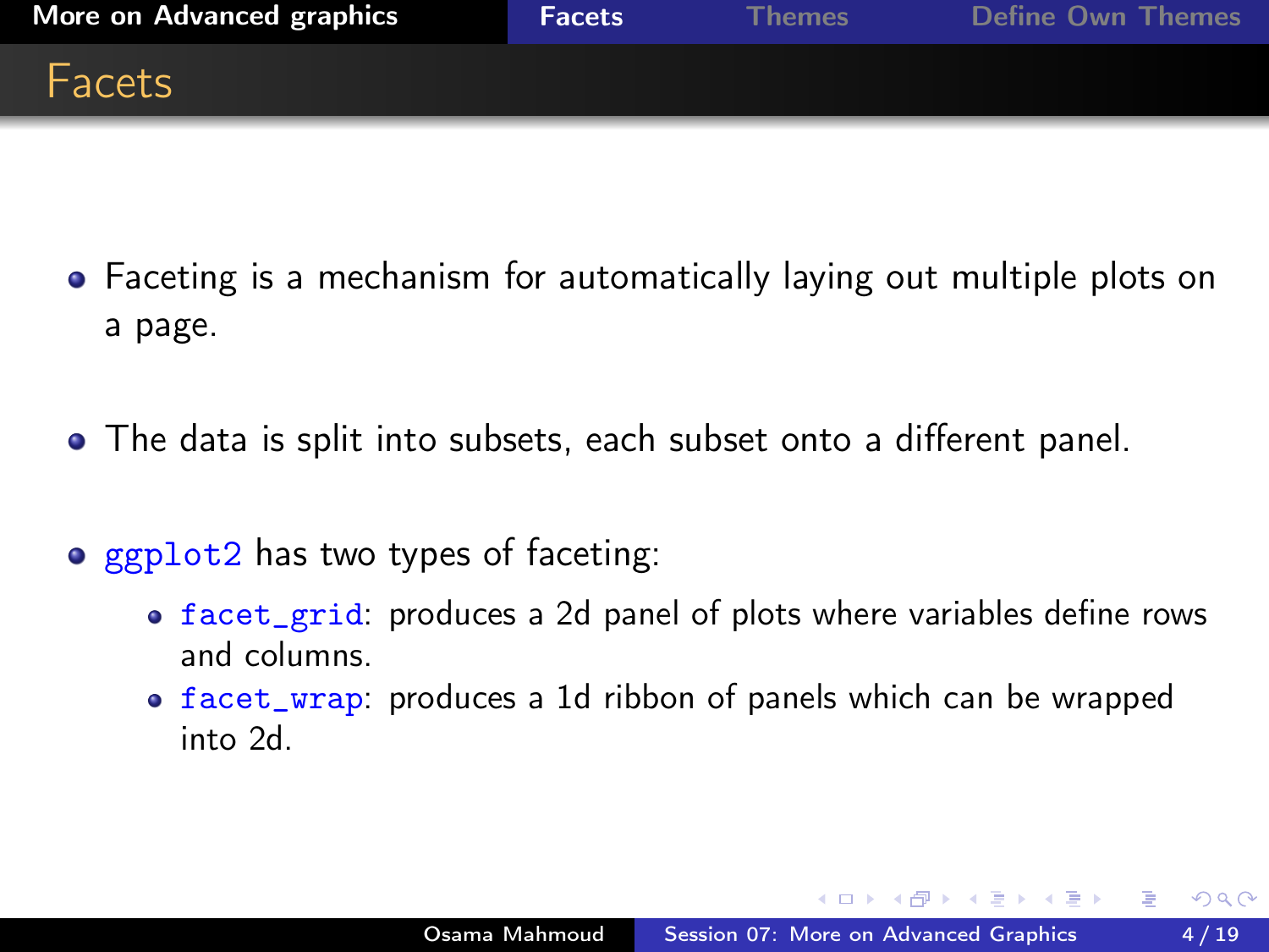# Facets

- Faceting is a mechanism for automatically laying out multiple plots on a page.
- The data is split into subsets, each subset onto a different panel.
- `ggplot2` has two types of faceting:
  - `facet_grid`: produces a 2d panel of plots where variables define rows and columns.
  - `facet_wrap`: produces a 1d ribbon of panels which can be wrapped into 2d.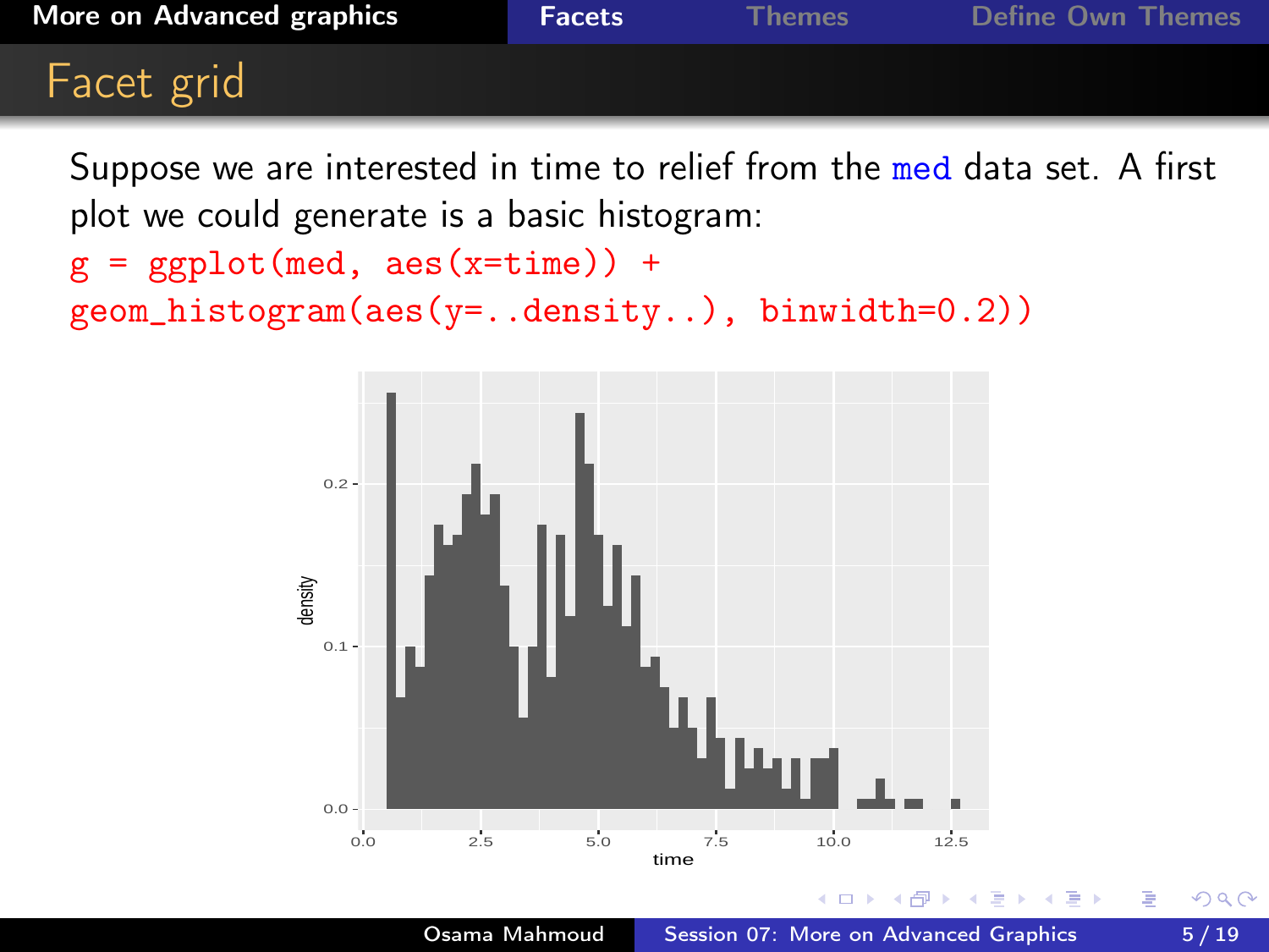# Facet grid

Suppose we are interested in time to relief from the med data set. A first plot we could generate is a basic histogram:

```
g = ggplot(med, aes(x=time)) +
geom_histogram(aes(y=..density..), binwidth=0.2))
```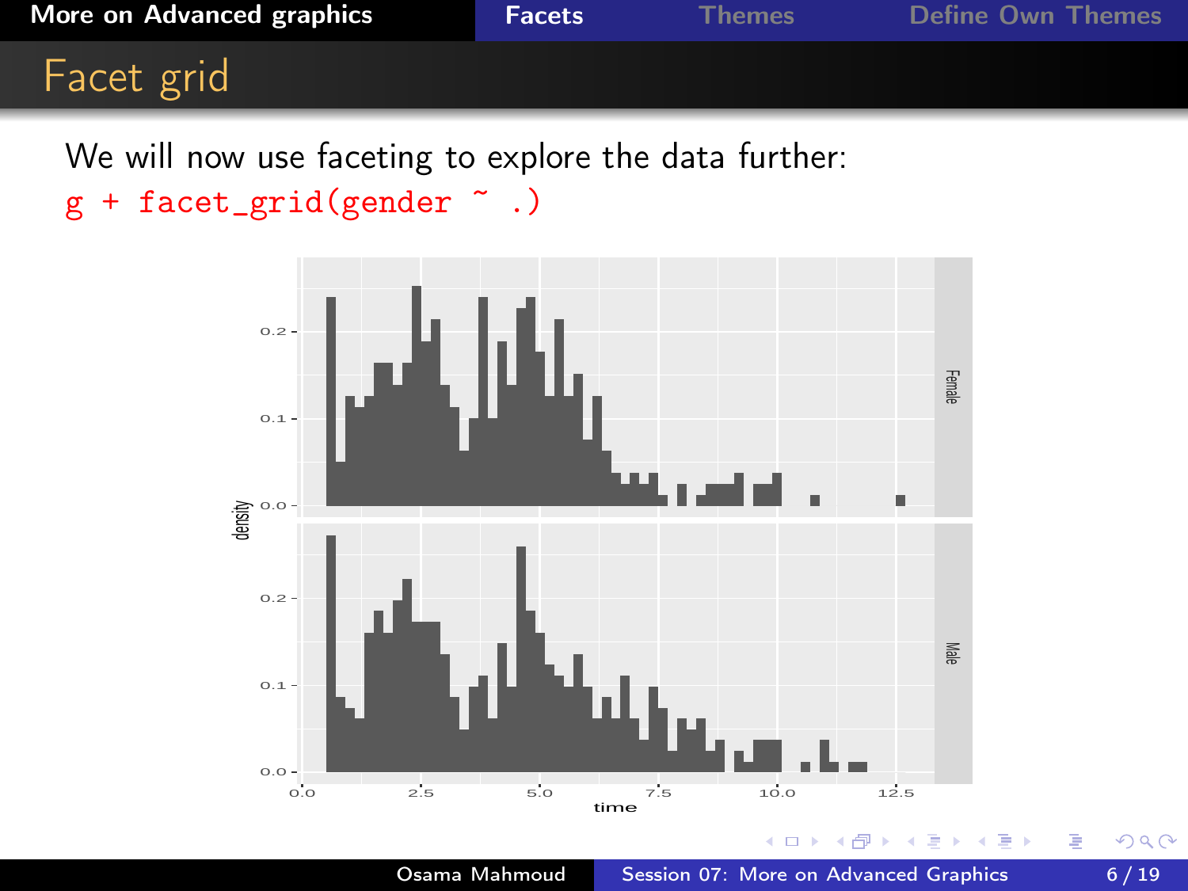# Facet grid

We will now use faceting to explore the data further:

```
g + facet_grid(gender ~ .)
```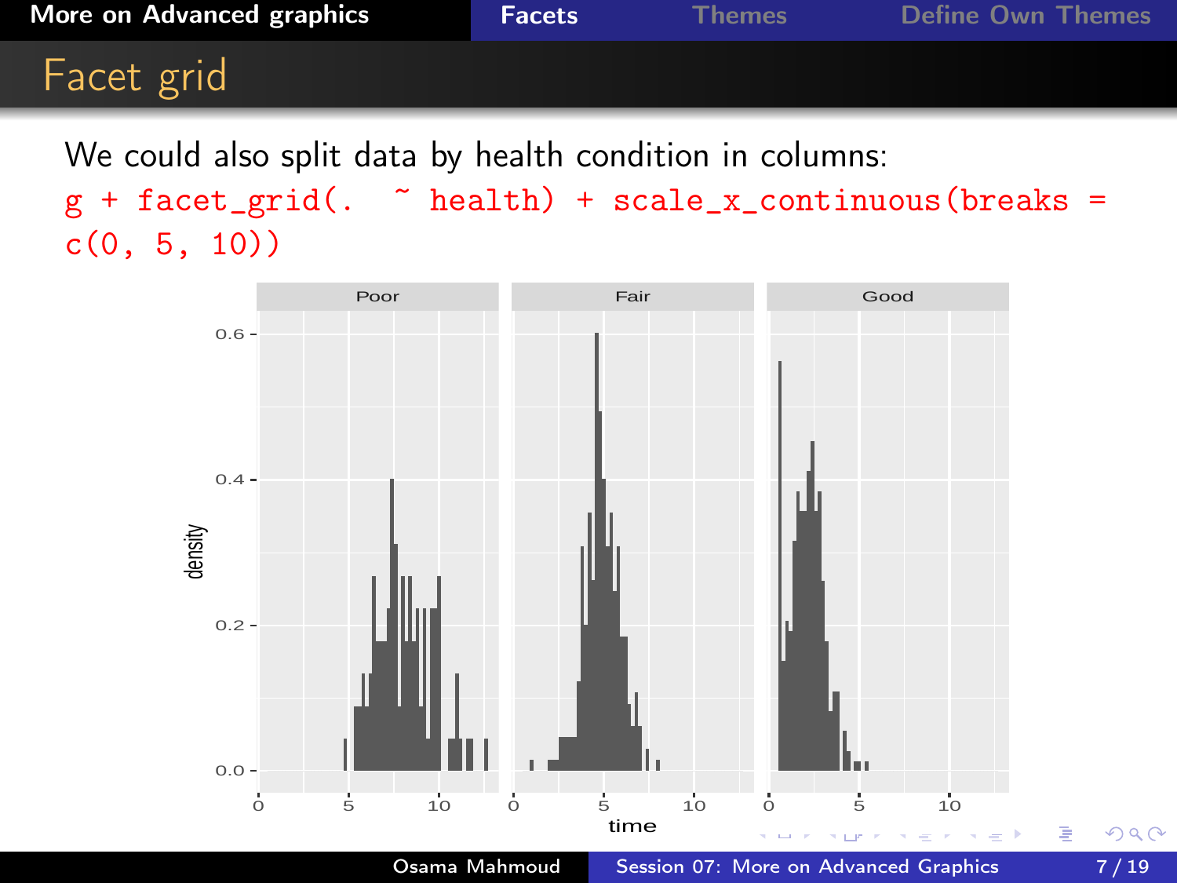# Facet grid

We could also split data by health condition in columns:

```
g + facet_grid(. ~ health) + scale_x_continuous(breaks = c(0, 5, 10))
```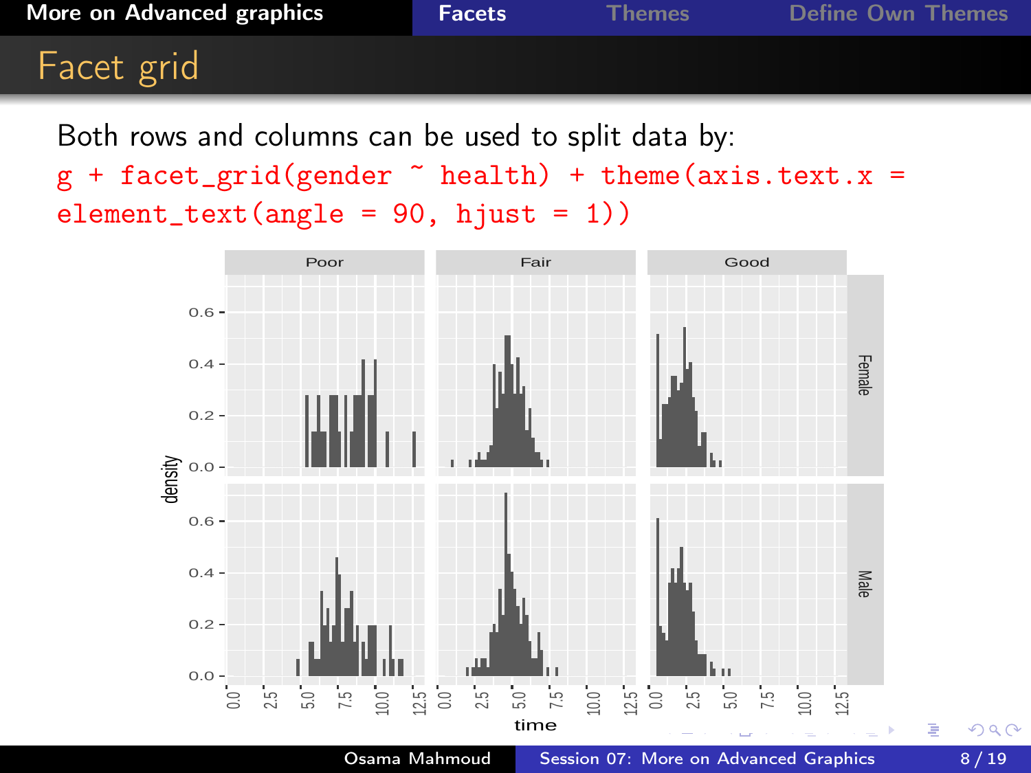# Facet grid

Both rows and columns can be used to split data by:

```
g + facet_grid(gender ~ health) + theme(axis.text.x =
element_text(angle = 90, hjust = 1))
```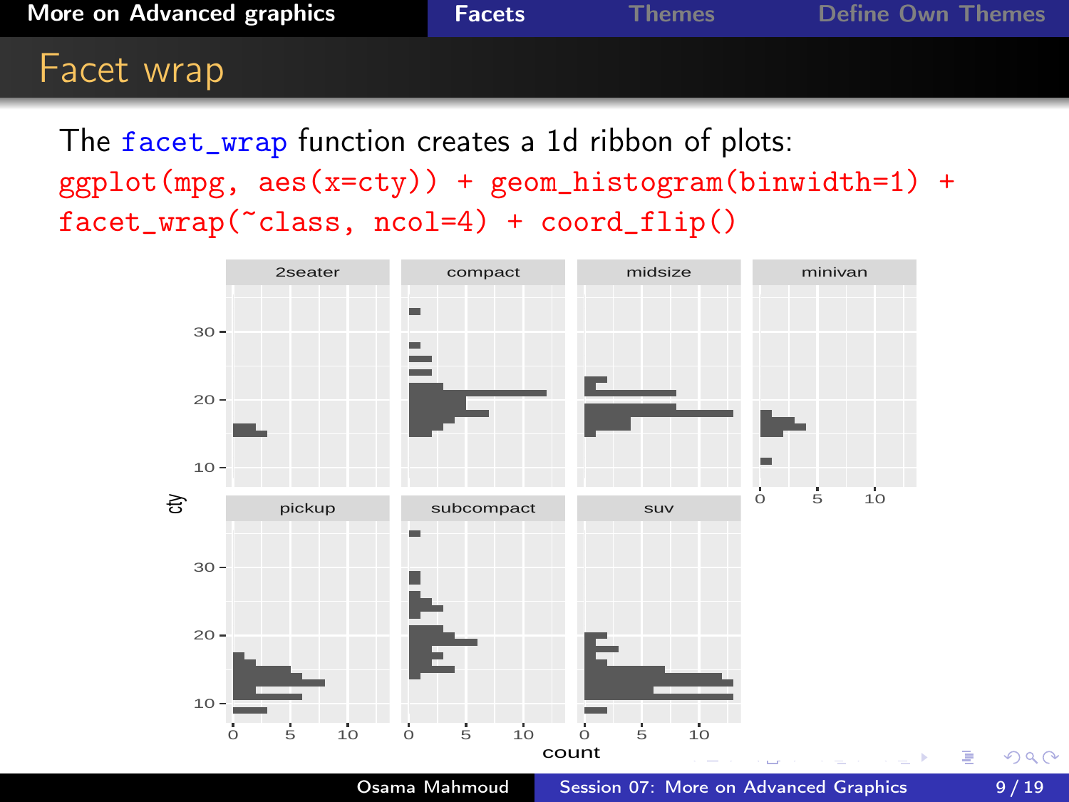# Facet wrap

The facet_wrap function creates a 1d ribbon of plots:

```
ggplot(mpg, aes(x=cty)) + geom_histogram(binwidth=1) +
facet_wrap(~class, ncol=4) + coord_flip()
```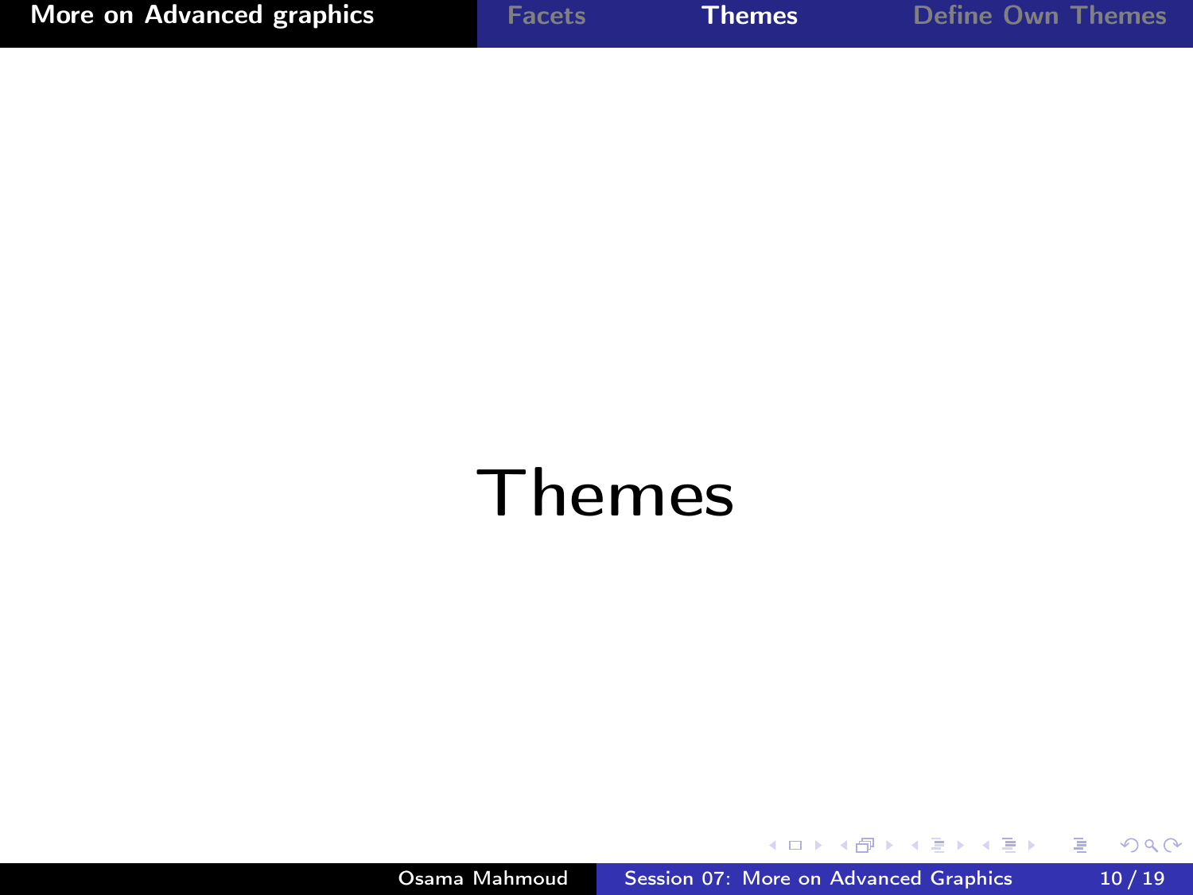# Themes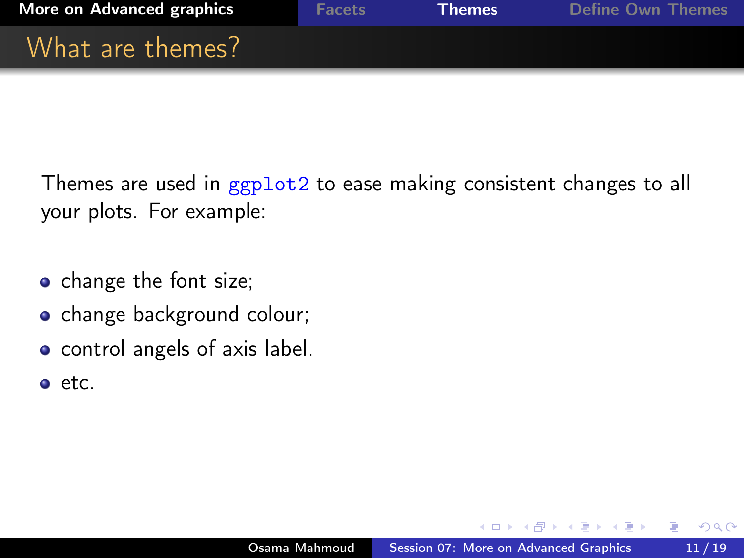# What are themes?

Themes are used in `ggplot2` to ease making consistent changes to all your plots. For example:

- change the font size;
- change background colour;
- control angels of axis label.
- etc.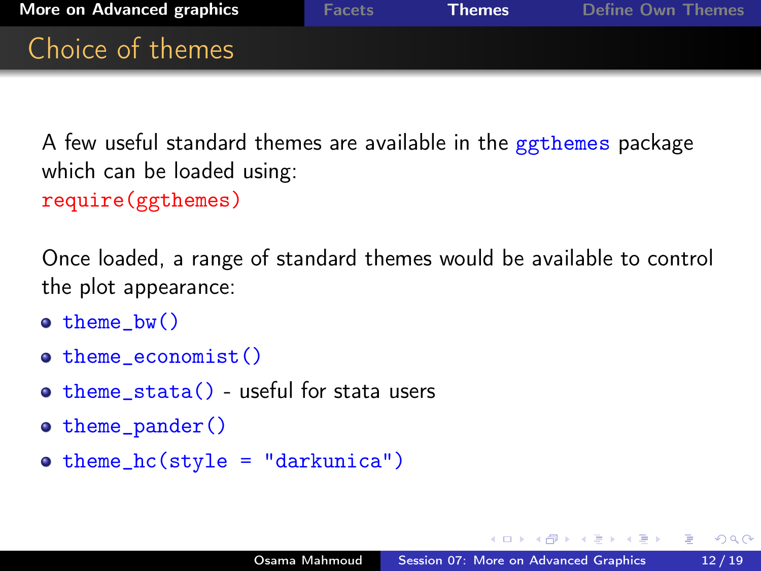# Choice of themes

A few useful standard themes are available in the `ggthemes` package which can be loaded using:

```
require(ggthemes)
```

Once loaded, a range of standard themes would be available to control the plot appearance:

- `theme_bw()`
- `theme_economist()`
- `theme_stata()` - useful for stata users
- `theme_pander()`
- `theme_hc(style = "darkunica")`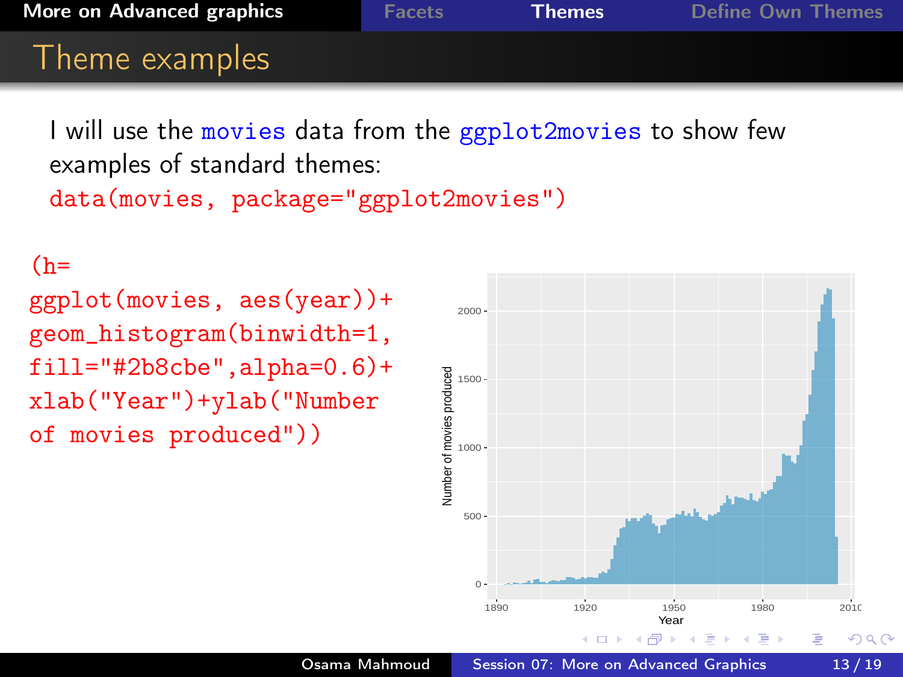## Theme examples

I will use the movies data from the ggplot2movies to show few examples of standard themes:

```
data(movies, package="ggplot2movies")
```

```
(h=
ggplot(movies, aes(year))+
geom_histogram(binwidth=1,
fill="#2b8cbe",alpha=0.6)+
xlab("Year")+ylab("Number
of movies produced"))
```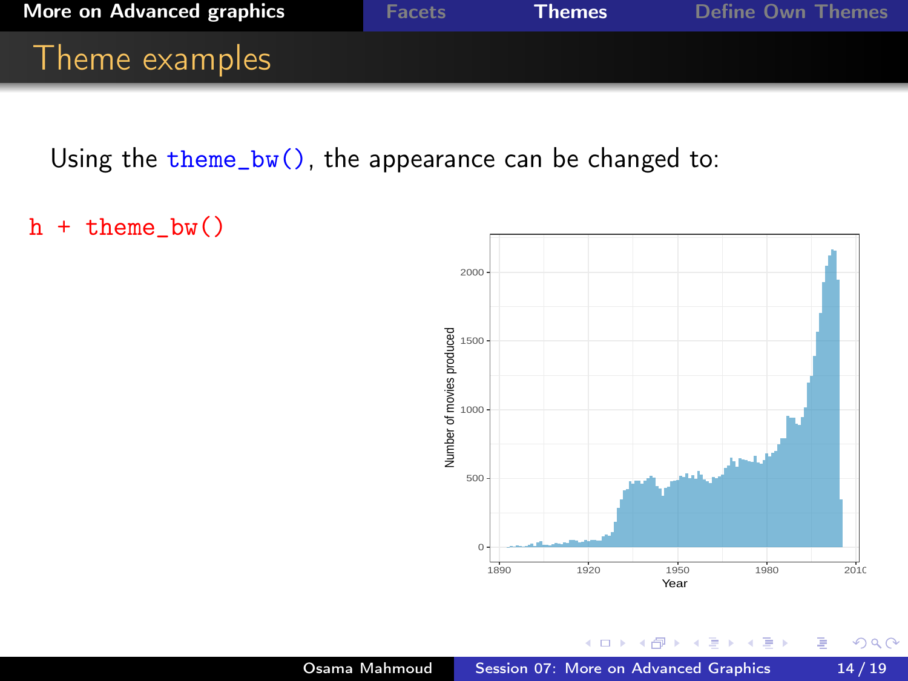# Theme examples

Using the theme_bw(), the appearance can be changed to:

```
h + theme_bw()
```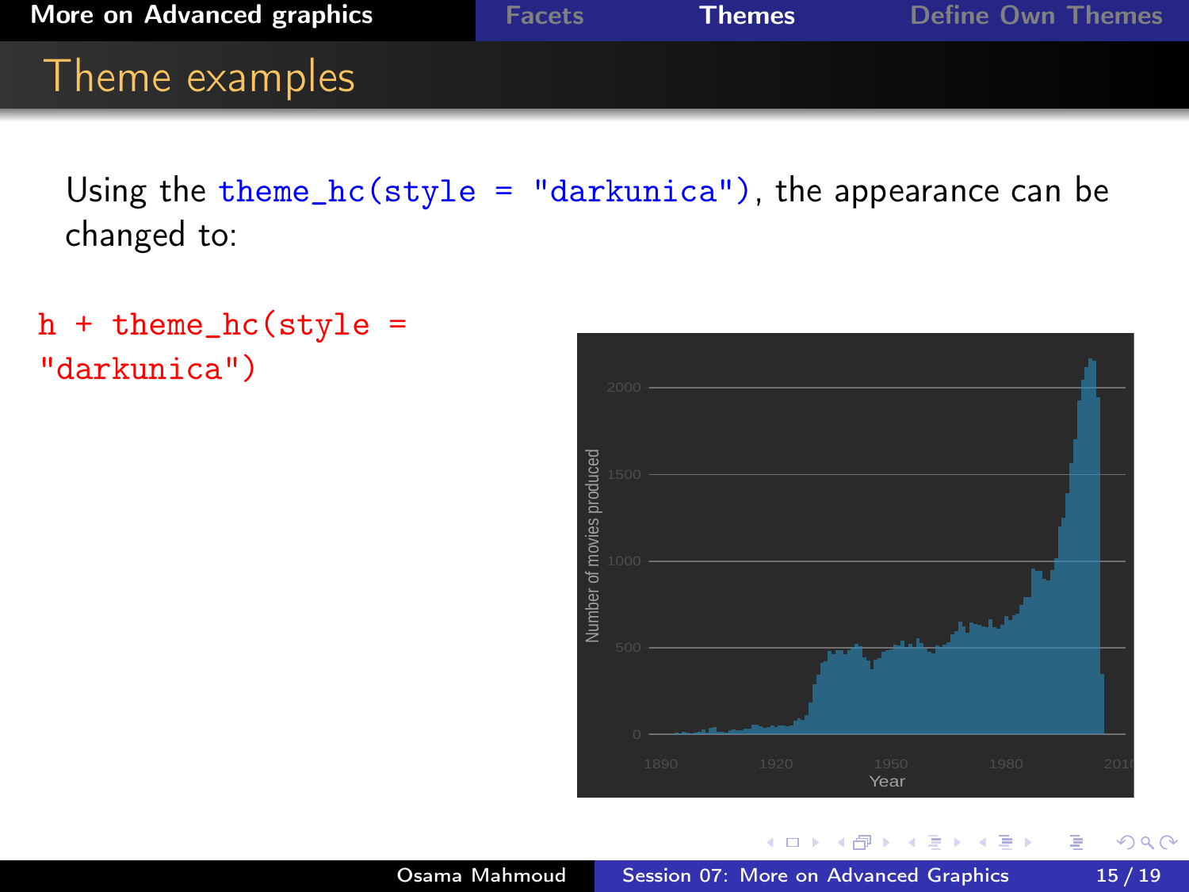# Theme examples

Using the `theme_hc(style = "darkunica")`, the appearance can be changed to:

```
h + theme_hc(style =
"darkunica")
```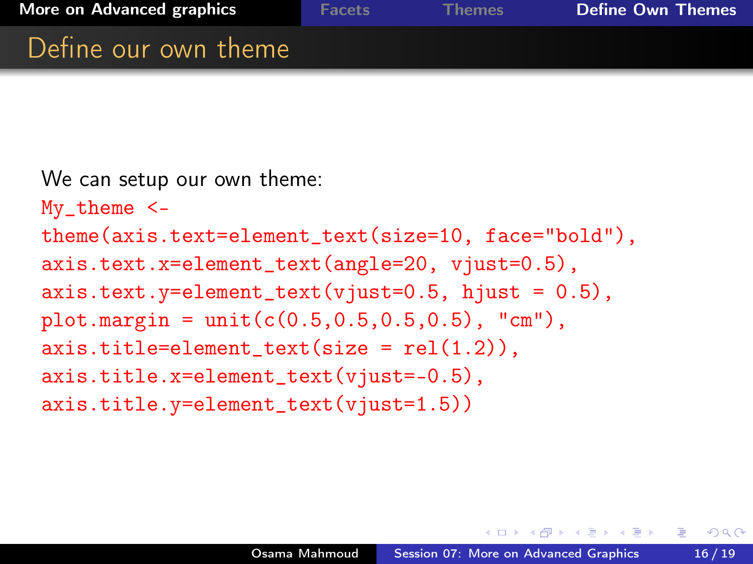## Define our own theme

We can setup our own theme:

```
My_theme <-
theme(axis.text=element_text(size=10, face="bold"),
axis.text.x=element_text(angle=20, vjust=0.5),
axis.text.y=element_text(vjust=0.5, hjust = 0.5),
plot.margin = unit(c(0.5,0.5,0.5,0.5), "cm"),
axis.title=element_text(size = rel(1.2)),
axis.title.x=element_text(vjust=-0.5),
axis.title.y=element_text(vjust=1.5))
```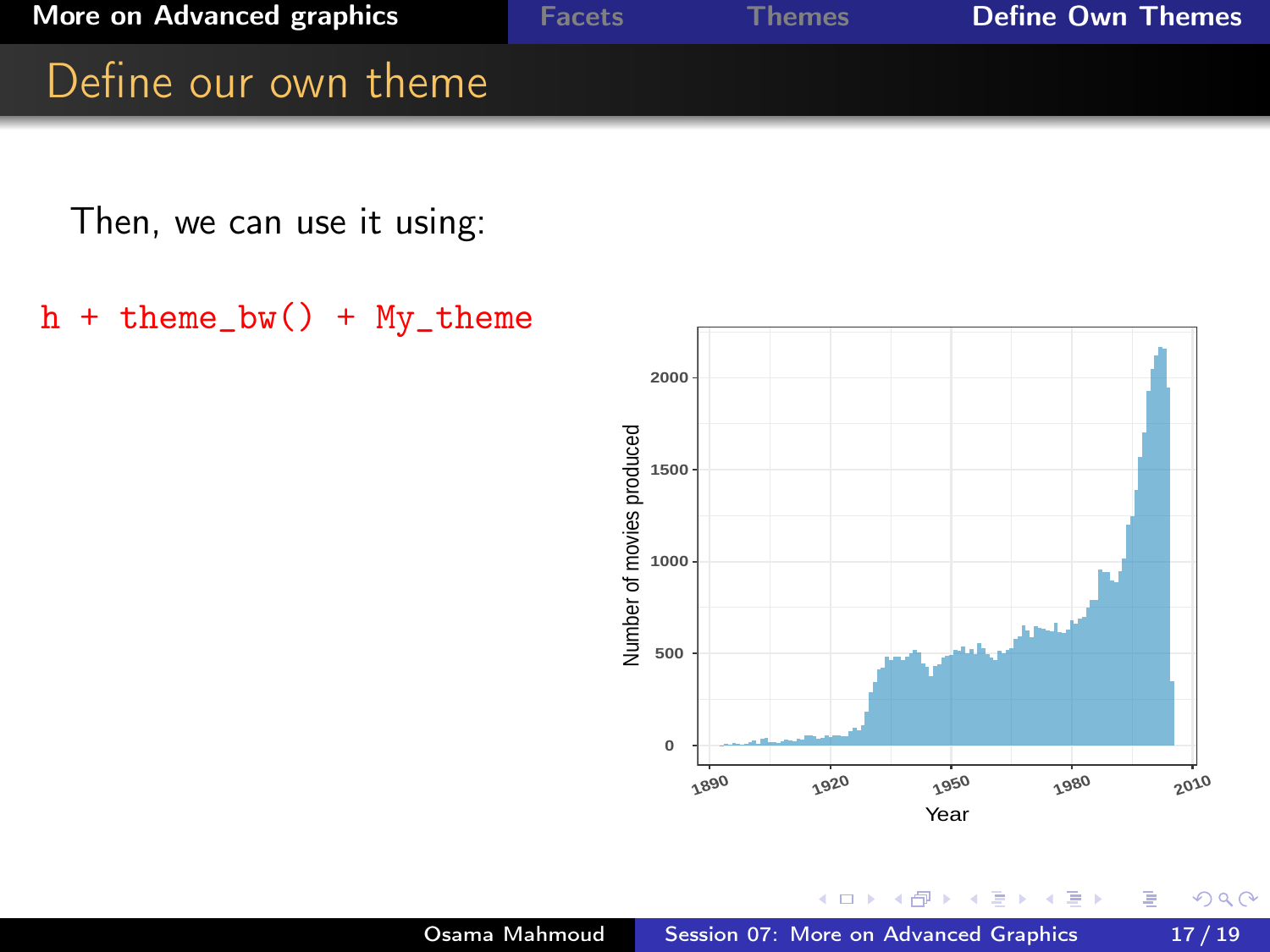# Define our own theme

Then, we can use it using:

```
h + theme_bw() + My_theme
```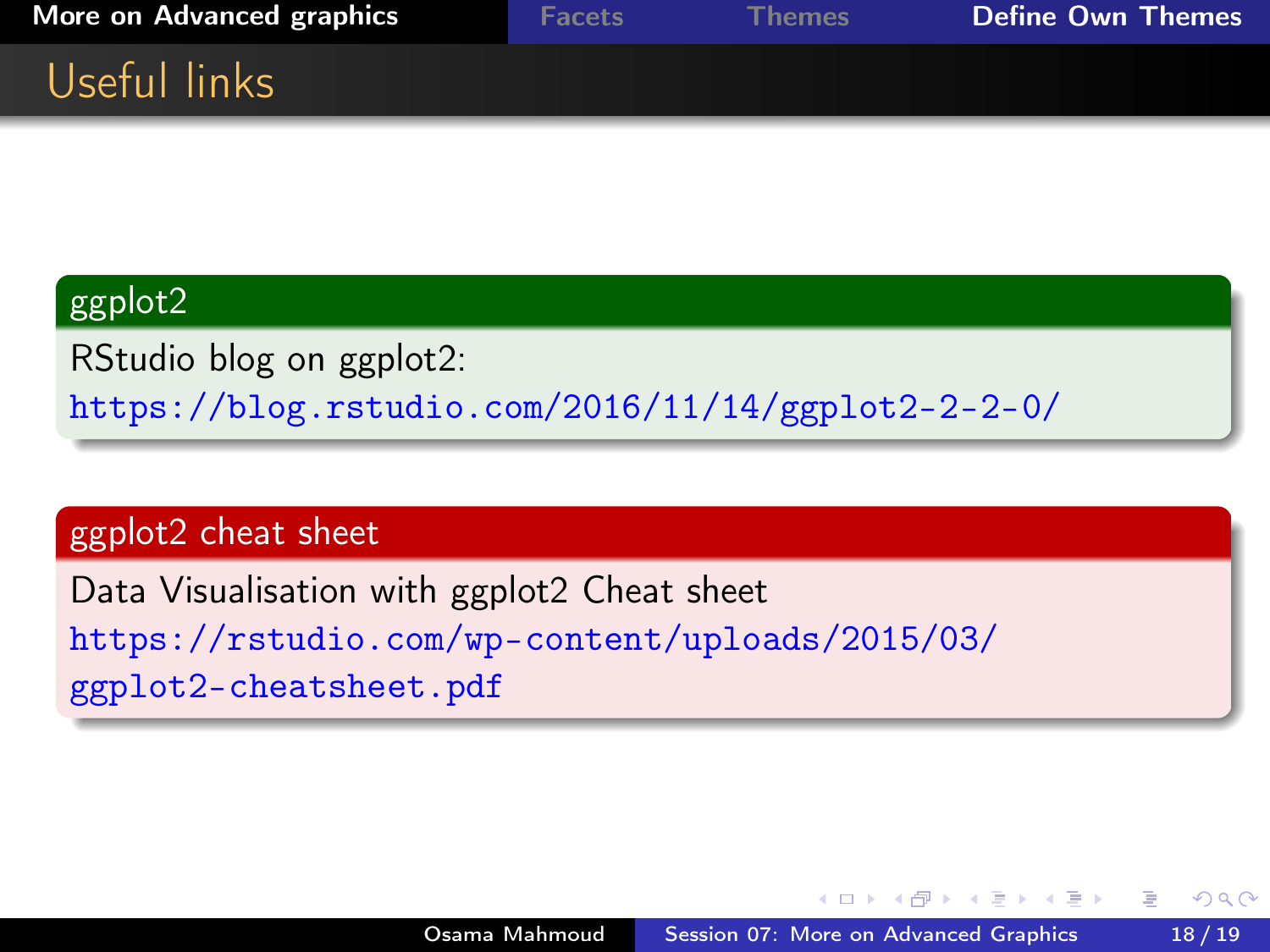# Useful links

### ggplot2

RStudio blog on ggplot2:
https://blog.rstudio.com/2016/11/14/ggplot2-2-2-0/

### ggplot2 cheat sheet

Data Visualisation with ggplot2 Cheat sheet
https://rstudio.com/wp-content/uploads/2015/03/ggplot2-cheatsheet.pdf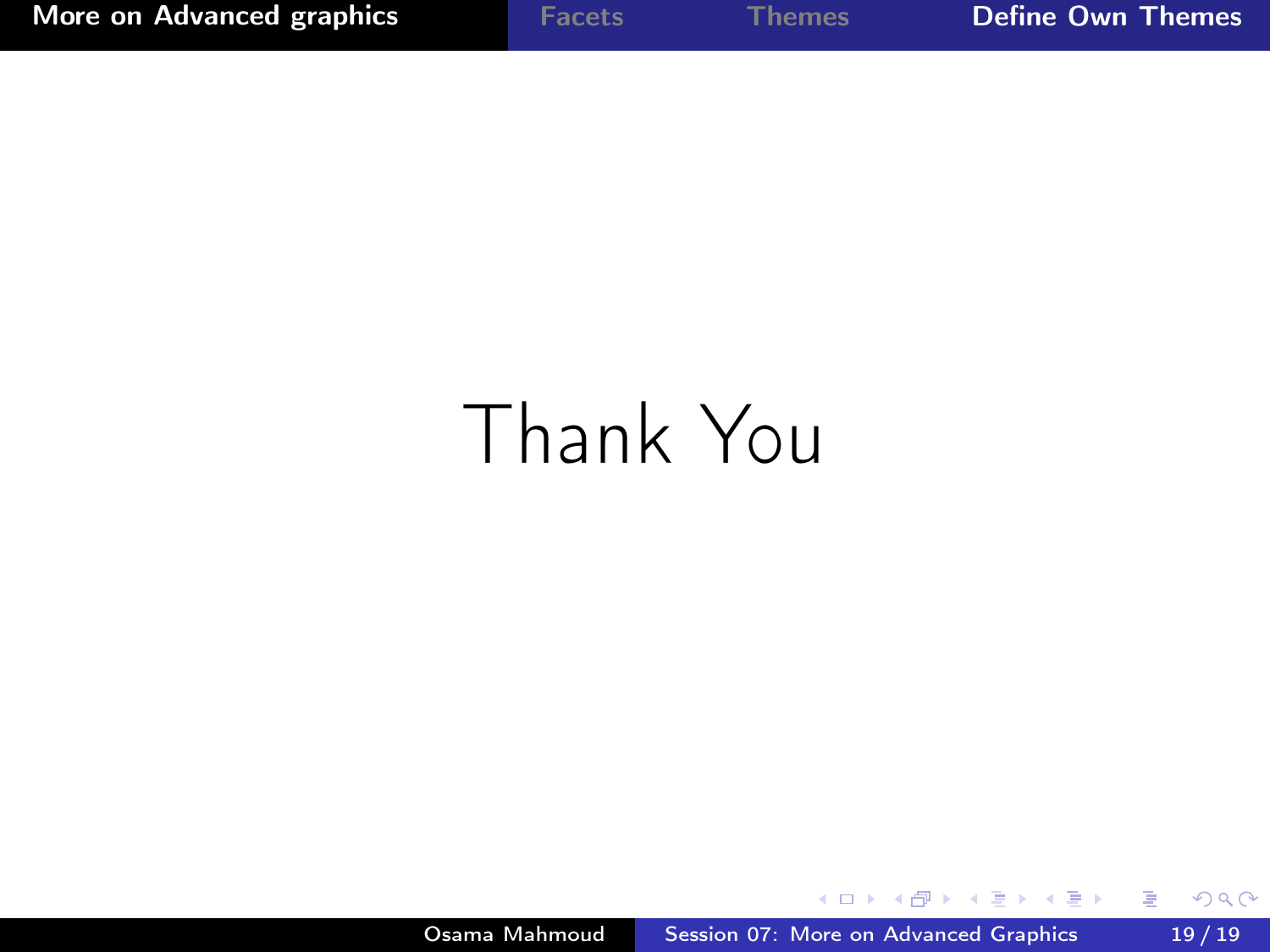Thank You